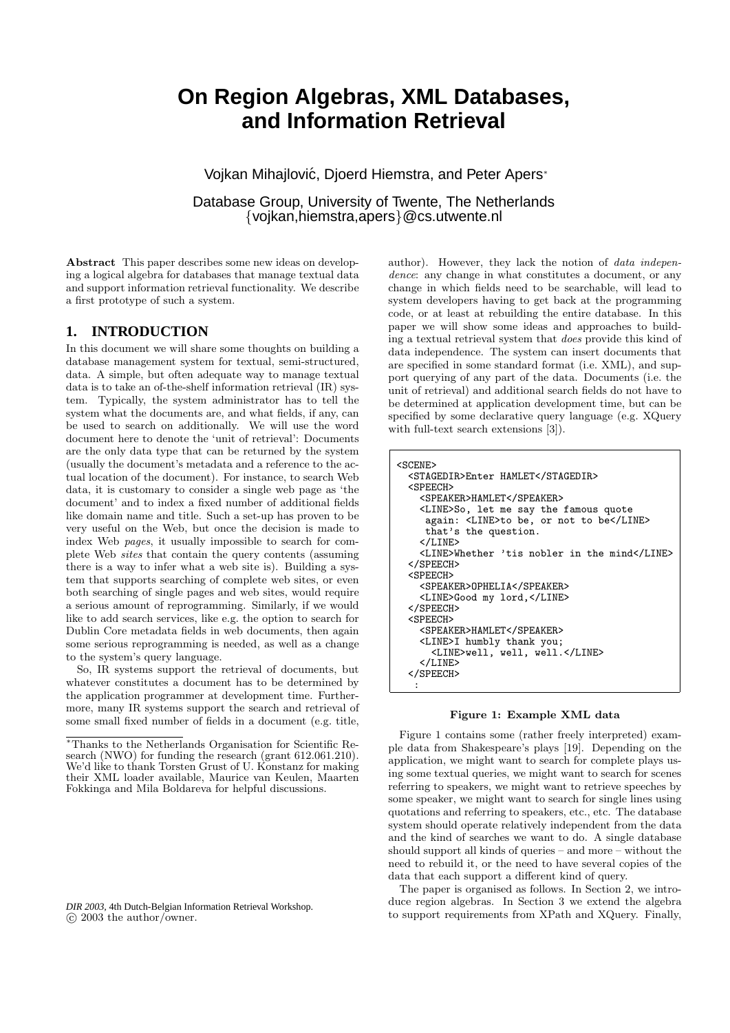# On Region Algebras, XML Databases, and Information Retrieval

Vojkan Mihajlović, Djoerd Hiemstra, and Peter Apers*

Database Group, University of Twente, The Netherlands
{vojkan,hiemstra,apers}@cs.utwente.nl

**Abstract** This paper describes some new ideas on developing a logical algebra for databases that manage textual data and support information retrieval functionality. We describe a first prototype of such a system.

## 1. INTRODUCTION

In this document we will share some thoughts on building a database management system for textual, semi-structured, data. A simple, but often adequate way to manage textual data is to take an of-the-shelf information retrieval (IR) system. Typically, the system administrator has to tell the system what the documents are, and what fields, if any, can be used to search on additionally. We will use the word document here to denote the 'unit of retrieval': Documents are the only data type that can be returned by the system (usually the document's metadata and a reference to the actual location of the document). For instance, to search Web data, it is customary to consider a single web page as 'the document' and to index a fixed number of additional fields like domain name and title. Such a set-up has proven to be very useful on the Web, but once the decision is made to index Web *pages*, it usually impossible to search for complete Web *sites* that contain the query contents (assuming there is a way to infer what a web site is). Building a system that supports searching of complete web sites, or even both searching of single pages and web sites, would require a serious amount of reprogramming. Similarly, if we would like to add search services, like e.g. the option to search for Dublin Core metadata fields in web documents, then again some serious reprogramming is needed, as well as a change to the system's query language.

So, IR systems support the retrieval of documents, but whatever constitutes a document has to be determined by the application programmer at development time. Furthermore, many IR systems support the search and retrieval of some small fixed number of fields in a document (e.g. title, author). However, they lack the notion of *data independence*: any change in what constitutes a document, or any change in which fields need to be searchable, will lead to system developers having to get back at the programming code, or at least at rebuilding the entire database. In this paper we will show some ideas and approaches to building a textual retrieval system that *does* provide this kind of data independence. The system can insert documents that are specified in some standard format (i.e. XML), and support querying of any part of the data. Documents (i.e. the unit of retrieval) and additional search fields do not have to be determined at application development time, but can be specified by some declarative query language (e.g. XQuery with full-text search extensions [3]).

```
<SCENE>
  <STAGEDIR>Enter HAMLET</STAGEDIR>
  <SPEECH>
    <SPEAKER>HAMLET</SPEAKER>
    <LINE>So, let me say the famous quote
     again: <LINE>to be, or not to be</LINE>
     that's the question.
    </LINE>
    <LINE>Whether 'tis nobler in the mind</LINE>
  </SPEECH>
  <SPEECH>
    <SPEAKER>OPHELIA</SPEAKER>
    <LINE>Good my lord,</LINE>
  </SPEECH>
  <SPEECH>
    <SPEAKER>HAMLET</SPEAKER>
    <LINE>I humbly thank you;
      <LINE>well, well, well.</LINE>
    </LINE>
  </SPEECH>
    :
```

**Figure 1: Example XML data**

Figure 1 contains some (rather freely interpreted) example data from Shakespeare's plays [19]. Depending on the application, we might want to search for complete plays using some textual queries, we might want to search for scenes referring to speakers, we might want to retrieve speeches by some speaker, we might want to search for single lines using quotations and referring to speakers, etc., etc. The database system should operate relatively independent from the data and the kind of searches we want to do. A single database should support all kinds of queries – and more – without the need to rebuild it, or the need to have several copies of the data that each support a different kind of query.

The paper is organised as follows. In Section 2, we introduce region algebras. In Section 3 we extend the algebra to support requirements from XPath and XQuery. Finally,

---

*Thanks to the Netherlands Organisation for Scientific Research (NWO) for funding the research (grant 612.061.210). We'd like to thank Torsten Grust of U. Konstanz for making their XML loader available, Maurice van Keulen, Maarten Fokkinga and Mila Boldareva for helpful discussions.

*DIR 2003*, 4th Dutch-Belgian Information Retrieval Workshop.
© 2003 the author/owner.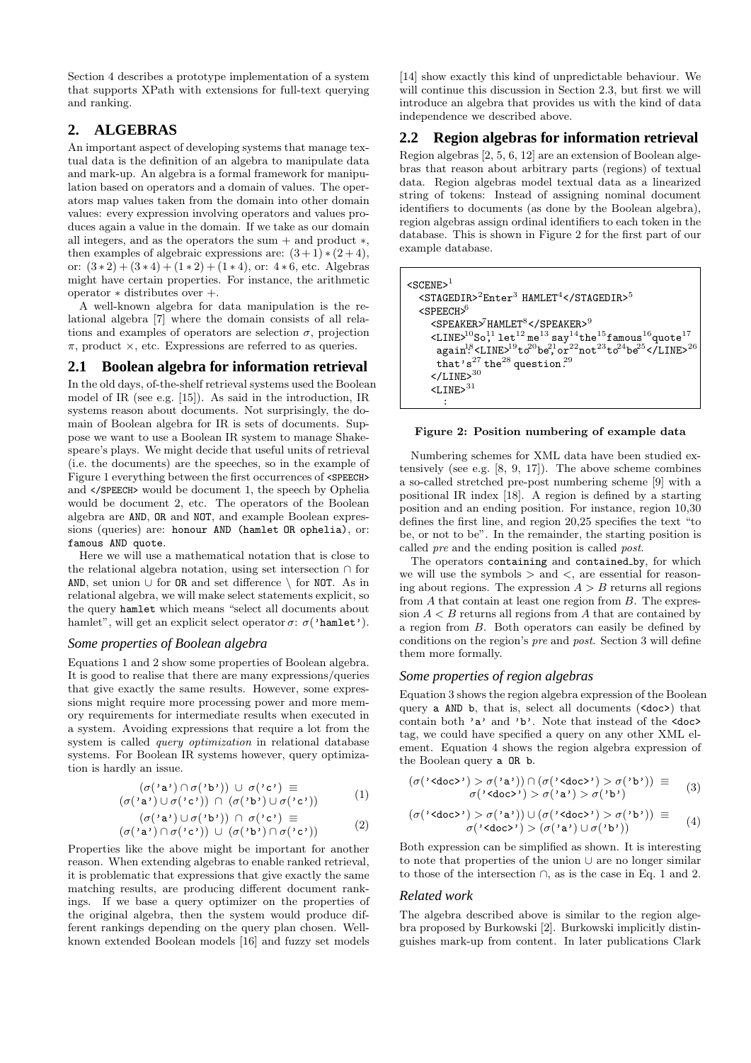Section 4 describes a prototype implementation of a system that supports XPath with extensions for full-text querying and ranking.

## 2. ALGEBRAS

An important aspect of developing systems that manage textual data is the definition of an algebra to manipulate data and mark-up. An algebra is a formal framework for manipulation based on operators and a domain of values. The operators map values taken from the domain into other domain values: every expression involving operators and values produces again a value in the domain. If we take as our domain all integers, and as the operators the sum $+$ and product $*$, then examples of algebraic expressions are: $(3+1)*(2+4)$, or: $(3*2)+(3*4)+(1*2)+(1*4)$, or: $4*6$, etc. Algebras might have certain properties. For instance, the arithmetic operator $*$ distributes over $+$.

A well-known algebra for data manipulation is the relational algebra [7] where the domain consists of all relations and examples of operators are selection $\sigma$, projection $\pi$, product $\times$, etc. Expressions are referred to as queries.

### 2.1 Boolean algebra for information retrieval

In the old days, of-the-shelf retrieval systems used the Boolean model of IR (see e.g. [15]). As said in the introduction, IR systems reason about documents. Not surprisingly, the domain of Boolean algebra for IR is sets of documents. Suppose we want to use a Boolean IR system to manage Shakespeare's plays. We might decide that useful units of retrieval (i.e. the documents) are the speeches, so in the example of Figure 1 everything between the first occurrences of `<SPEECH>` and `</SPEECH>` would be document 1, the speech by Ophelia would be document 2, etc. The operators of the Boolean algebra are `AND`, `OR` and `NOT`, and example Boolean expressions (queries) are: `honour AND (hamlet OR ophelia)`, or: `famous AND quote`.

Here we will use a mathematical notation that is close to the relational algebra notation, using set intersection $\cap$ for `AND`, set union $\cup$ for `OR` and set difference $\setminus$ for `NOT`. As in relational algebra, we will make select statements explicit, so the query `hamlet` which means "select all documents about hamlet", will get an explicit select operator $\sigma$: $\sigma(\text{'hamlet'})$.

#### *Some properties of Boolean algebra*

Equations 1 and 2 show some properties of Boolean algebra. It is good to realise that there are many expressions/queries that give exactly the same results. However, some expressions might require more processing power and more memory requirements for intermediate results when executed in a system. Avoiding expressions that require a lot from the system is called *query optimization* in relational database systems. For Boolean IR systems however, query optimization is hardly an issue.

$$(\sigma(\text{'a'}) \cap \sigma(\text{'b'})) \;\cup\; \sigma(\text{'c'}) \;\equiv \\ (\sigma(\text{'a'}) \cup \sigma(\text{'c'})) \;\cap\; (\sigma(\text{'b'}) \cup \sigma(\text{'c'})) \qquad (1)$$

$$(\sigma(\text{'a'}) \cup \sigma(\text{'b'})) \;\cap\; \sigma(\text{'c'}) \;\equiv \\ (\sigma(\text{'a'}) \cap \sigma(\text{'c'})) \;\cup\; (\sigma(\text{'b'}) \cap \sigma(\text{'c'})) \qquad (2)$$

Properties like the above might be important for another reason. When extending algebras to enable ranked retrieval, it is problematic that expressions that give exactly the same matching results, are producing different document rankings. If we base a query optimizer on the properties of the original algebra, then the system would produce different rankings depending on the query plan chosen. Well-known extended Boolean models [16] and fuzzy set models [14] show exactly this kind of unpredictable behaviour. We will continue this discussion in Section 2.3, but first we will introduce an algebra that provides us with the kind of data independence we described above.

### 2.2 Region algebras for information retrieval

Region algebras [2, 5, 6, 12] are an extension of Boolean algebras that reason about arbitrary parts (regions) of textual data. Region algebras model textual data as a linearized string of tokens: Instead of assigning nominal document identifiers to documents (as done by the Boolean algebra), region algebras assign ordinal identifiers to each token in the database. This is shown in Figure 2 for the first part of our example database.

```
<SCENE>1
  <STAGEDIR>2Enter3 HAMLET4</STAGEDIR>5
  <SPEECH>6
    <SPEAKER>7HAMLET8</SPEAKER>9
    <LINE>10So,11 let12 me13 say14the15famous16quote17
     again.18<LINE>19to20be,21or22not23to24be25</LINE>26
     that's27 the28 question.29
    </LINE>30
    <LINE>31
      :
```

**Figure 2: Position numbering of example data**

Numbering schemes for XML data have been studied extensively (see e.g. [8, 9, 17]). The above scheme combines a so-called stretched pre-post numbering scheme [9] with a positional IR index [18]. A region is defined by a starting position and an ending position. For instance, region 10,30 defines the first line, and region 20,25 specifies the text "to be, or not to be". In the remainder, the starting position is called *pre* and the ending position is called *post*.

The operators `containing` and `contained_by`, for which we will use the symbols $>$ and $<$, are essential for reasoning about regions. The expression $A > B$ returns all regions from $A$ that contain at least one region from $B$. The expression $A < B$ returns all regions from $A$ that are contained by a region from $B$. Both operators can easily be defined by conditions on the region's *pre* and *post*. Section 3 will define them more formally.

#### *Some properties of region algebras*

Equation 3 shows the region algebra expression of the Boolean query `a AND b`, that is, select all documents (`<doc>`) that contain both `'a'` and `'b'`. Note that instead of the `<doc>` tag, we could have specified a query on any other XML element. Equation 4 shows the region algebra expression of the Boolean query `a OR b`.

$$(\sigma(\text{'<doc>'}) > \sigma(\text{'a'})) \cap (\sigma(\text{'<doc>'}) > \sigma(\text{'b'})) \;\equiv \\ \sigma(\text{'<doc>'}) > \sigma(\text{'a'}) > \sigma(\text{'b'}) \qquad (3)$$

$$(\sigma(\text{'<doc>'}) > \sigma(\text{'a'})) \cup (\sigma(\text{'<doc>'}) > \sigma(\text{'b'})) \;\equiv \\ \sigma(\text{'<doc>'}) > (\sigma(\text{'a'}) \cup \sigma(\text{'b'})) \qquad (4)$$

Both expression can be simplified as shown. It is interesting to note that properties of the union $\cup$ are no longer similar to those of the intersection $\cap$, as is the case in Eq. 1 and 2.

#### *Related work*

The algebra described above is similar to the region algebra proposed by Burkowski [2]. Burkowski implicitly distinguishes mark-up from content. In later publications Clark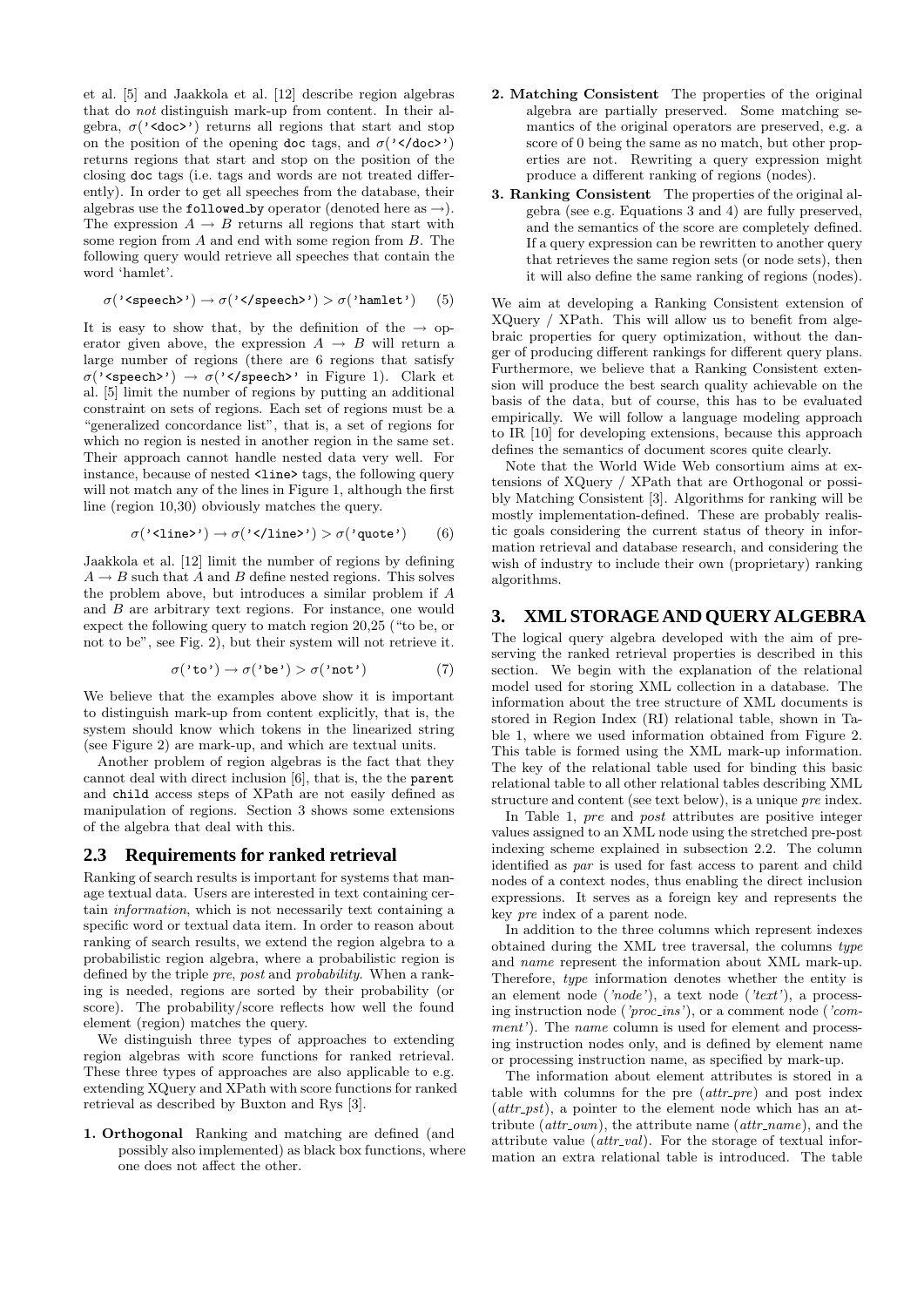et al. [5] and Jaakkola et al. [12] describe region algebras that do *not* distinguish mark-up from content. In their algebra, $\sigma(\texttt{'<doc>'})$ returns all regions that start and stop on the position of the opening doc tags, and $\sigma(\texttt{'</doc>'})$ returns regions that start and stop on the position of the closing doc tags (i.e. tags and words are not treated differently). In order to get all speeches from the database, their algebras use the followed_by operator (denoted here as $\rightarrow$). The expression $A \rightarrow B$ returns all regions that start with some region from $A$ and end with some region from $B$. The following query would retrieve all speeches that contain the word 'hamlet'.

$$\sigma(\texttt{'<speech>'}) \rightarrow \sigma(\texttt{'</speech>'}) > \sigma(\texttt{'hamlet'}) \quad (5)$$

It is easy to show that, by the definition of the $\rightarrow$ operator given above, the expression $A \rightarrow B$ will return a large number of regions (there are 6 regions that satisfy $\sigma(\texttt{'<speech>'}) \rightarrow \sigma(\texttt{'</speech>'}$ in Figure 1). Clark et al. [5] limit the number of regions by putting an additional constraint on sets of regions. Each set of regions must be a "generalized concordance list", that is, a set of regions for which no region is nested in another region in the same set. Their approach cannot handle nested data very well. For instance, because of nested <line> tags, the following query will not match any of the lines in Figure 1, although the first line (region 10,30) obviously matches the query.

$$\sigma(\texttt{'<line>'}) \rightarrow \sigma(\texttt{'</line>'}) > \sigma(\texttt{'quote'}) \quad (6)$$

Jaakkola et al. [12] limit the number of regions by defining $A \rightarrow B$ such that $A$ and $B$ define nested regions. This solves the problem above, but introduces a similar problem if $A$ and $B$ are arbitrary text regions. For instance, one would expect the following query to match region 20,25 ("to be, or not to be", see Fig. 2), but their system will not retrieve it.

$$\sigma(\texttt{'to'}) \rightarrow \sigma(\texttt{'be'}) > \sigma(\texttt{'not'}) \quad (7)$$

We believe that the examples above show it is important to distinguish mark-up from content explicitly, that is, the system should know which tokens in the linearized string (see Figure 2) are mark-up, and which are textual units.

Another problem of region algebras is the fact that they cannot deal with direct inclusion [6], that is, the the parent and child access steps of XPath are not easily defined as manipulation of regions. Section 3 shows some extensions of the algebra that deal with this.

## 2.3 Requirements for ranked retrieval

Ranking of search results is important for systems that manage textual data. Users are interested in text containing certain *information*, which is not necessarily text containing a specific word or textual data item. In order to reason about ranking of search results, we extend the region algebra to a probabilistic region algebra, where a probabilistic region is defined by the triple *pre*, *post* and *probability*. When a ranking is needed, regions are sorted by their probability (or score). The probability/score reflects how well the found element (region) matches the query.

We distinguish three types of approaches to extending region algebras with score functions for ranked retrieval. These three types of approaches are also applicable to e.g. extending XQuery and XPath with score functions for ranked retrieval as described by Buxton and Rys [3].

1. **Orthogonal** Ranking and matching are defined (and possibly also implemented) as black box functions, where one does not affect the other.
2. **Matching Consistent** The properties of the original algebra are partially preserved. Some matching semantics of the original operators are preserved, e.g. a score of 0 being the same as no match, but other properties are not. Rewriting a query expression might produce a different ranking of regions (nodes).
3. **Ranking Consistent** The properties of the original algebra (see e.g. Equations 3 and 4) are fully preserved, and the semantics of the score are completely defined. If a query expression can be rewritten to another query that retrieves the same region sets (or node sets), then it will also define the same ranking of regions (nodes).

We aim at developing a Ranking Consistent extension of XQuery / XPath. This will allow us to benefit from algebraic properties for query optimization, without the danger of producing different rankings for different query plans. Furthermore, we believe that a Ranking Consistent extension will produce the best search quality achievable on the basis of the data, but of course, this has to be evaluated empirically. We will follow a language modeling approach to IR [10] for developing extensions, because this approach defines the semantics of document scores quite clearly.

Note that the World Wide Web consortium aims at extensions of XQuery / XPath that are Orthogonal or possibly Matching Consistent [3]. Algorithms for ranking will be mostly implementation-defined. These are probably realistic goals considering the current status of theory in information retrieval and database research, and considering the wish of industry to include their own (proprietary) ranking algorithms.

# 3. XML STORAGE AND QUERY ALGEBRA

The logical query algebra developed with the aim of preserving the ranked retrieval properties is described in this section. We begin with the explanation of the relational model used for storing XML collection in a database. The information about the tree structure of XML documents is stored in Region Index (RI) relational table, shown in Table 1, where we used information obtained from Figure 2. This table is formed using the XML mark-up information. The key of the relational table used for binding this basic relational table to all other relational tables describing XML structure and content (see text below), is a unique *pre* index.

In Table 1, *pre* and *post* attributes are positive integer values assigned to an XML node using the stretched pre-post indexing scheme explained in subsection 2.2. The column identified as *par* is used for fast access to parent and child nodes of a context nodes, thus enabling the direct inclusion expressions. It serves as a foreign key and represents the key *pre* index of a parent node.

In addition to the three columns which represent indexes obtained during the XML tree traversal, the columns *type* and *name* represent the information about XML mark-up. Therefore, *type* information denotes whether the entity is an element node (*'node'*), a text node (*'text'*), a processing instruction node (*'proc_ins'*), or a comment node (*'comment'*). The *name* column is used for element and processing instruction nodes only, and is defined by element name or processing instruction name, as specified by mark-up.

The information about element attributes is stored in a table with columns for the pre (*attr_pre*) and post index (*attr_pst*), a pointer to the element node which has an attribute (*attr_own*), the attribute name (*attr_name*), and the attribute value (*attr_val*). For the storage of textual information an extra relational table is introduced. The table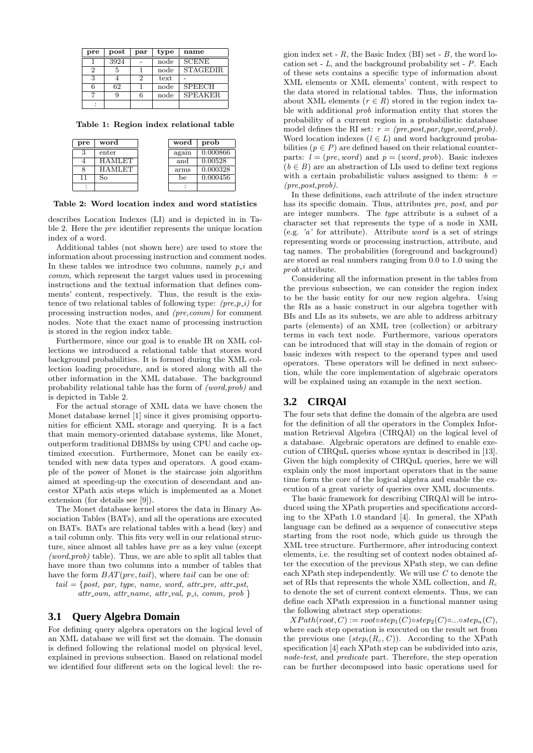| pre | post | par | type | name |
|---|---|---|---|---|
| 1 | 3924 | - | node | SCENE |
| 2 | 5 | 1 | node | STAGEDIR |
| 3 | 4 | 2 | text | - |
| 6 | 62 | 1 | node | SPEECH |
| 7 | 9 | 6 | node | SPEAKER |
| : | | | | |

**Table 1: Region index relational table**

| pre | word |
|---|---|
| 3 | enter |
| 4 | HAMLET |
| 8 | HAMLET |
| 11 | So |
| : | |

| word | prob |
|---|---|
| again | 0.000866 |
| and | 0.00528 |
| arms | 0.000328 |
| be | 0.000456 |
| : | |

**Table 2: Word location index and word statistics**

describes Location Indexes (LI) and is depicted in in Table 2. Here the *pre* identifier represents the unique location index of a word.

Additional tables (not shown here) are used to store the information about processing instruction and comment nodes. In these tables we introduce two columns, namely *p_i* and *comm*, which represent the target values used in processing instructions and the textual information that defines comments' content, respectively. Thus, the result is the existence of two relational tables of following type: *(pre,p_i)* for processing instruction nodes, and *(pre,comm)* for comment nodes. Note that the exact name of processing instruction is stored in the region index table.

Furthermore, since our goal is to enable IR on XML collections we introduced a relational table that stores word background probabilities. It is formed during the XML collection loading procedure, and is stored along with all the other information in the XML database. The background probability relational table has the form of *(word,prob)* and is depicted in Table 2.

For the actual storage of XML data we have chosen the Monet database kernel [1] since it gives promising opportunities for efficient XML storage and querying. It is a fact that main memory-oriented database systems, like Monet, outperform traditional DBMSs by using CPU and cache optimized execution. Furthermore, Monet can be easily extended with new data types and operators. A good example of the power of Monet is the staircase join algorithm aimed at speeding-up the execution of descendant and ancestor XPath axis steps which is implemented as a Monet extension (for details see [9]).

The Monet database kernel stores the data in Binary Association Tables (BATs), and all the operations are executed on BATs. BATs are relational tables with a head (key) and a tail column only. This fits very well in our relational structure, since almost all tables have *pre* as a key value (except *(word,prob)* table). Thus, we are able to split all tables that have more than two columns into a number of tables that have the form $BAT(pre, tail)$, where *tail* can be one of:

*tail* = {*post, par, type, name, word, attr_pre, attr_pst, attr_own, attr_name, attr_val, p_i, comm, prob* }

## 3.1 Query Algebra Domain

For defining query algebra operators on the logical level of an XML database we will first set the domain. The domain is defined following the relational model on physical level, explained in previous subsection. Based on relational model we identified four different sets on the logical level: the region index set - $R$, the Basic Index (BI) set - $B$, the word location set - $L$, and the background probability set - $P$. Each of these sets contains a specific type of information about XML elements or XML elements' content, with respect to the data stored in relational tables. Thus, the information about XML elements ($r \in R$) stored in the region index table with additional *prob* information entity that stores the probability of a current region in a probabilistic database model defines the RI set: $r =$ *(pre,post,par,type,word,prob)*. Word location indexes ($l \in L$) and word background probabilities ($p \in P$) are defined based on their relational counterparts: $l = (pre, word)$ and $p = (word, prob)$. Basic indexes ($b \in B$) are an abstraction of LIs used to define text regions with a certain probabilistic values assigned to them: $b =$ *(pre,post,prob)*.

In these definitions, each attribute of the index structure has its specific domain. Thus, attributes *pre*, *post*, and *par* are integer numbers. The *type* attribute is a subset of a character set that represents the type of a node in XML (e.g. *'a'* for attribute). Attribute *word* is a set of strings representing words or processing instruction, attribute, and tag names. The probabilities (foreground and background) are stored as real numbers ranging from 0.0 to 1.0 using the *prob* attribute.

Considering all the information present in the tables from the previous subsection, we can consider the region index to be the basic entity for our new region algebra. Using the RIs as a basic construct in our algebra together with BIs and LIs as its subsets, we are able to address arbitrary parts (elements) of an XML tree (collection) or arbitrary terms in each text node. Furthermore, various operators can be introduced that will stay in the domain of region or basic indexes with respect to the operand types and used operators. These operators will be defined in next subsection, while the core implementation of algebraic operators will be explained using an example in the next section.

## 3.2 CIRQAl

The four sets that define the domain of the algebra are used for the definition of all the operators in the Complex Information Retrieval Algebra (CIRQAl) on the logical level of a database. Algebraic operators are defined to enable execution of CIRQuL queries whose syntax is described in [13]. Given the high complexity of CIRQuL queries, here we will explain only the most important operators that in the same time form the core of the logical algebra and enable the execution of a great variety of queries over XML documents.

The basic framework for describing CIRQAl will be introduced using the XPath properties and specifications according to the XPath 1.0 standard [4]. In general, the XPath language can be defined as a sequence of consecutive steps starting from the root node, which guide us through the XML tree structure. Furthermore, after introducing context elements, i.e. the resulting set of context nodes obtained after the execution of the previous XPath step, we can define each XPath step independently. We will use $C$ to denote the set of RIs that represents the whole XML collection, and $R_c$ to denote the set of current context elements. Thus, we can define each XPath expression in a functional manner using the following abstract step operations:

$XPath(root, C) := root \circ step_1(C) \circ step_2(C) \circ ... \circ step_n(C)$, where each step operation is executed on the result set from the previous one ($step_i(R_c, C)$). According to the XPath specification [4] each XPath step can be subdivided into *axis*, *node-test*, and *predicate* part. Therefore, the step operation can be further decomposed into basic operations used for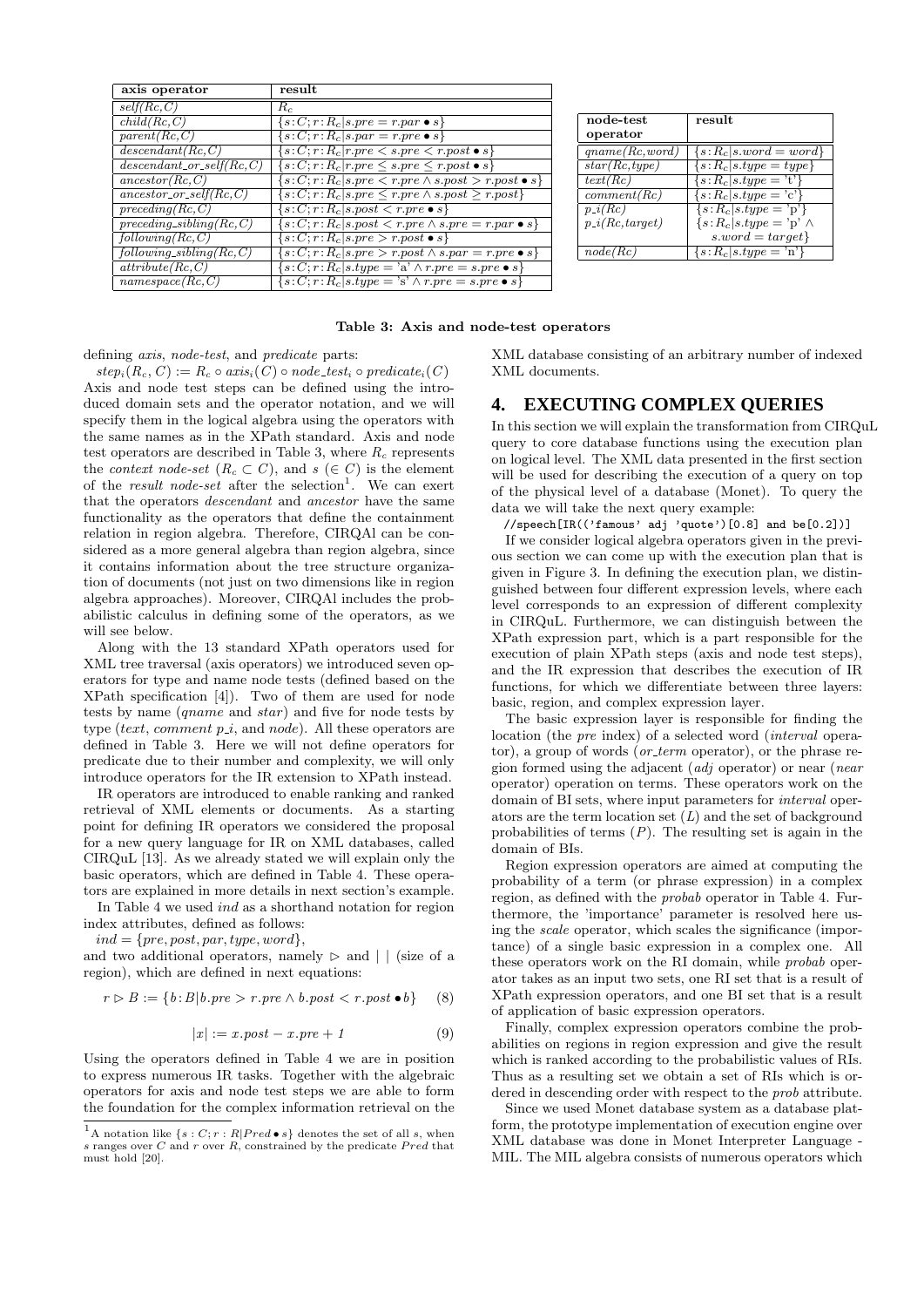| axis operator | result |
|---|---|
| *self(Rc,C)* | $R_c$ |
| *child(Rc,C)* | $\{s\!:\!C; r\!:\!R_c \mid s.pre = r.par \bullet s\}$ |
| *parent(Rc,C)* | $\{s\!:\!C; r\!:\!R_c \mid s.par = r.pre \bullet s\}$ |
| *descendant(Rc,C)* | $\{s\!:\!C; r\!:\!R_c \mid r.pre < s.pre < r.post \bullet s\}$ |
| *descendant_or_self(Rc,C)* | $\{s\!:\!C; r\!:\!R_c \mid r.pre \le s.pre \le r.post \bullet s\}$ |
| *ancestor(Rc,C)* | $\{s\!:\!C; r\!:\!R_c \mid s.pre < r.pre \wedge s.post > r.post \bullet s\}$ |
| *ancestor_or_self(Rc,C)* | $\{s\!:\!C; r\!:\!R_c \mid s.pre \le r.pre \wedge s.post \ge r.post\}$ |
| *preceding(Rc,C)* | $\{s\!:\!C; r\!:\!R_c \mid s.post < r.pre \bullet s\}$ |
| *preceding_sibling(Rc,C)* | $\{s\!:\!C; r\!:\!R_c \mid s.post < r.pre \wedge s.pre = r.par \bullet s\}$ |
| *following(Rc,C)* | $\{s\!:\!C; r\!:\!R_c \mid s.pre > r.post \bullet s\}$ |
| *following_sibling(Rc,C)* | $\{s\!:\!C; r\!:\!R_c \mid s.pre > r.post \wedge s.par = r.pre \bullet s\}$ |
| *attribute(Rc,C)* | $\{s\!:\!C; r\!:\!R_c \mid s.type = \text{'a'} \wedge r.pre = s.pre \bullet s\}$ |
| *namespace(Rc,C)* | $\{s\!:\!C; r\!:\!R_c \mid s.type = \text{'s'} \wedge r.pre = s.pre \bullet s\}$ |

| node-test operator | result |
|---|---|
| *qname(Rc,word)* | $\{s\!:\!R_c \mid s.word = word\}$ |
| *star(Rc,type)* | $\{s\!:\!R_c \mid s.type = type\}$ |
| *text(Rc)* | $\{s\!:\!R_c \mid s.type = \text{'t'}\}$ |
| *comment(Rc)* | $\{s\!:\!R_c \mid s.type = \text{'c'}\}$ |
| *p_i(Rc)* | $\{s\!:\!R_c \mid s.type = \text{'p'}\}$ |
| *p_i(Rc,target)* | $\{s\!:\!R_c \mid s.type = \text{'p'} \wedge s.word = target\}$ |
| *node(Rc)* | $\{s\!:\!R_c \mid s.type = \text{'n'}\}$ |

**Table 3: Axis and node-test operators**

defining *axis*, *node-test*, and *predicate* parts:

$step_i(R_c, C) := R_c \circ axis_i(C) \circ node\_test_i \circ predicate_i(C)$

Axis and node test steps can be defined using the introduced domain sets and the operator notation, and we will specify them in the logical algebra using the operators with the same names as in the XPath standard. Axis and node test operators are described in Table 3, where $R_c$ represents the *context node-set* ($R_c \subset C$), and $s$ ($\in C$) is the element of the *result node-set* after the selection[1]. We can exert that the operators *descendant* and *ancestor* have the same functionality as the operators that define the containment relation in region algebra. Therefore, CIRQAl can be considered as a more general algebra than region algebra, since it contains information about the tree structure organization of documents (not just on two dimensions like in region algebra approaches). Moreover, CIRQAl includes the probabilistic calculus in defining some of the operators, as we will see below.

Along with the 13 standard XPath operators used for XML tree traversal (axis operators) we introduced seven operators for type and name node tests (defined based on the XPath specification [4]). Two of them are used for node tests by name (*qname* and *star*) and five for node tests by type (*text*, *comment p_i*, and *node*). All these operators are defined in Table 3. Here we will not define operators for predicate due to their number and complexity, we will only introduce operators for the IR extension to XPath instead.

IR operators are introduced to enable ranking and ranked retrieval of XML elements or documents. As a starting point for defining IR operators we considered the proposal for a new query language for IR on XML databases, called CIRQuL [13]. As we already stated we will explain only the basic operators, which are defined in Table 4. These operators are explained in more details in next section's example.

In Table 4 we used *ind* as a shorthand notation for region index attributes, defined as follows:

$ind = \{pre, post, par, type, word\}$,

and two additional operators, namely $\triangleright$ and $|\ |$ (size of a region), which are defined in next equations:

$$r \triangleright B := \{b\!:\!B \mid b.pre > r.pre \wedge b.post < r.post \bullet b\} \quad (8)$$

$$|x| := x.post - x.pre + 1 \quad (9)$$

Using the operators defined in Table 4 we are in position to express numerous IR tasks. Together with the algebraic operators for axis and node test steps we are able to form the foundation for the complex information retrieval on the XML database consisting of an arbitrary number of indexed XML documents.

[1] A notation like $\{s : C; r : R \mid Pred \bullet s\}$ denotes the set of all $s$, when $s$ ranges over $C$ and $r$ over $R$, constrained by the predicate $Pred$ that must hold [20].

## 4. EXECUTING COMPLEX QUERIES

In this section we will explain the transformation from CIRQuL query to core database functions using the execution plan on logical level. The XML data presented in the first section will be used for describing the execution of a query on top of the physical level of a database (Monet). To query the data we will take the next query example:

```
//speech[IR(('famous' adj 'quote')[0.8] and be[0.2])]
```

If we consider logical algebra operators given in the previous section we can come up with the execution plan that is given in Figure 3. In defining the execution plan, we distinguished between four different expression levels, where each level corresponds to an expression of different complexity in CIRQuL. Furthermore, we can distinguish between the XPath expression part, which is a part responsible for the execution of plain XPath steps (axis and node test steps), and the IR expression that describes the execution of IR functions, for which we differentiate between three layers: basic, region, and complex expression layer.

The basic expression layer is responsible for finding the location (the *pre* index) of a selected word (*interval* operator), a group of words (*or_term* operator), or the phrase region formed using the adjacent (*adj* operator) or near (*near* operator) operation on terms. These operators work on the domain of BI sets, where input parameters for *interval* operators are the term location set ($L$) and the set of background probabilities of terms ($P$). The resulting set is again in the domain of BIs.

Region expression operators are aimed at computing the probability of a term (or phrase expression) in a complex region, as defined with the *probab* operator in Table 4. Furthermore, the 'importance' parameter is resolved here using the *scale* operator, which scales the significance (importance) of a single basic expression in a complex one. All these operators work on the RI domain, while *probab* operator takes as an input two sets, one RI set that is a result of XPath expression operators, and one BI set that is a result of application of basic expression operators.

Finally, complex expression operators combine the probabilities on regions in region expression and give the result which is ranked according to the probabilistic values of RIs. Thus as a resulting set we obtain a set of RIs which is ordered in descending order with respect to the *prob* attribute.

Since we used Monet database system as a database platform, the prototype implementation of execution engine over XML database was done in Monet Interpreter Language - MIL. The MIL algebra consists of numerous operators which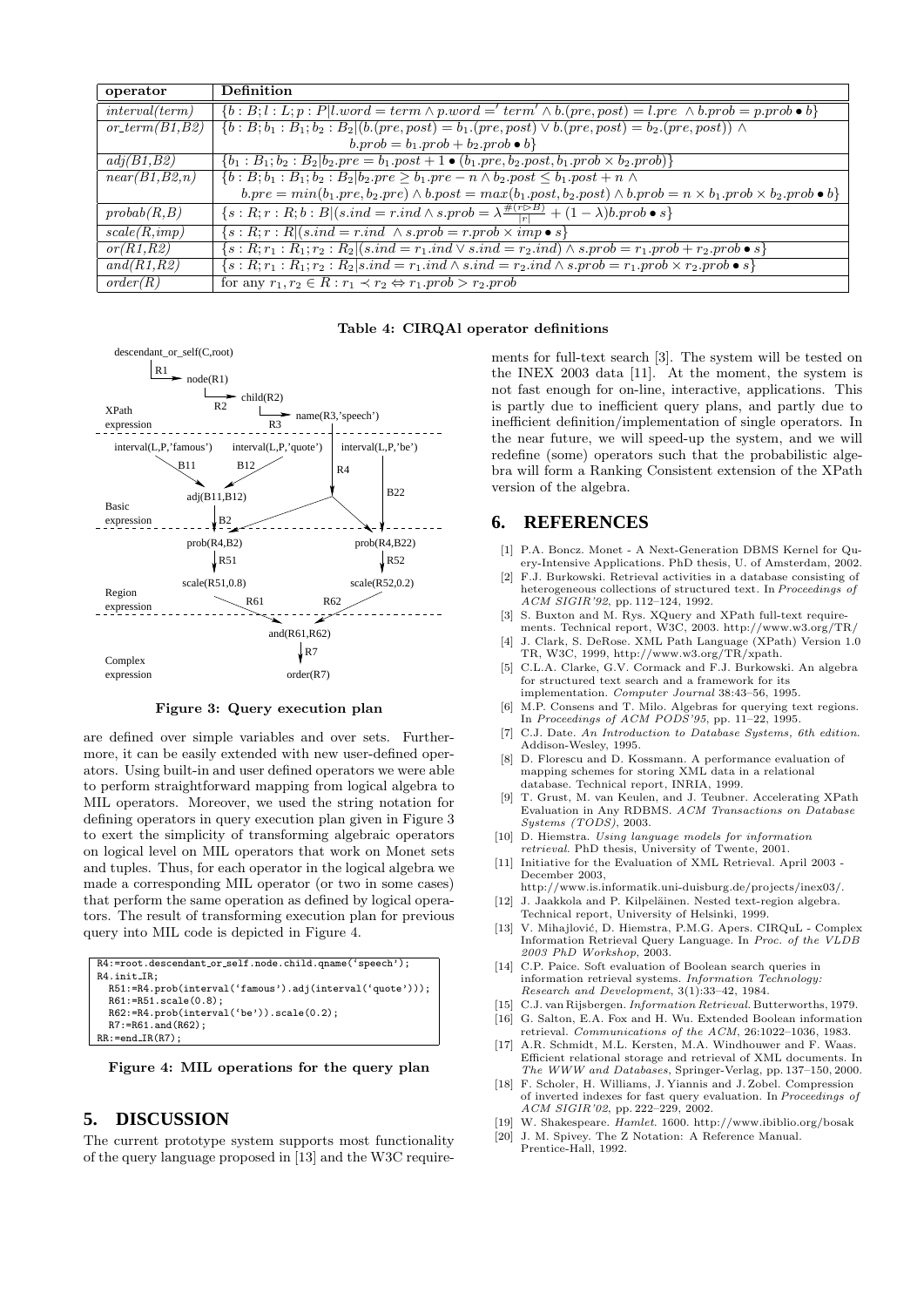| operator | Definition |
|---|---|
| *interval(term)* | $\{b : B; l : L; p : P \| l.word = term \wedge p.word =' term' \wedge b.(pre, post) = l.pre \ \wedge b.prob = p.prob \bullet b\}$ |
| *or_term(B1,B2)* | $\{b : B; b_1 : B_1; b_2 : B_2 \| (b.(pre, post) = b_1.(pre, post) \vee b.(pre, post) = b_2.(pre, post)) \wedge$ $b.prob = b_1.prob + b_2.prob \bullet b\}$ |
| *adj(B1,B2)* | $\{b_1 : B_1; b_2 : B_2 \| b_2.pre = b_1.post + 1 \bullet (b_1.pre, b_2.post, b_1.prob \times b_2.prob)\}$ |
| *near(B1,B2,n)* | $\{b : B; b_1 : B_1; b_2 : B_2 \| b_2.pre \geq b_1.pre - n \wedge b_2.post \leq b_1.post + n \wedge$ $b.pre = min(b_1.pre, b_2.pre) \wedge b.post = max(b_1.post, b_2.post) \wedge b.prob = n \times b_1.prob \times b_2.prob \bullet b\}$ |
| *probab(R,B)* | $\{s : R; r : R; b : B \| (s.ind = r.ind \wedge s.prob = \lambda \frac{\#(r \rhd B)}{\|r\|} + (1 - \lambda) b.prob \bullet s\}$ |
| *scale(R,imp)* | $\{s : R; r : R \| (s.ind = r.ind \ \wedge s.prob = r.prob \times imp \bullet s\}$ |
| *or(R1,R2)* | $\{s : R; r_1 : R_1; r_2 : R_2 \| (s.ind = r_1.ind \vee s.ind = r_2.ind) \wedge s.prob = r_1.prob + r_2.prob \bullet s\}$ |
| *and(R1,R2)* | $\{s : R; r_1 : R_1; r_2 : R_2 \| s.ind = r_1.ind \wedge s.ind = r_2.ind \wedge s.prob = r_1.prob \times r_2.prob \bullet s\}$ |
| *order(R)* | for any $r_1, r_2 \in R : r_1 \prec r_2 \Leftrightarrow r_1.prob > r_2.prob$ |

**Table 4: CIRQAl operator definitions**

descendant_or_self(C,root)
R1
node(R1)
child(R2)
R2
XPath expression
name(R3,'speech')
R3
interval(L,P,'famous')
interval(L,P,'quote')
interval(L,P,'be')
B11
B12
R4
B22
adj(B11,B12)
Basic expression
B2
prob(R4,B2)
prob(R4,B22)
R51
R52
scale(R51,0.8)
scale(R52,0.2)
Region expression
R61
R62
and(R61,R62)
R7
Complex expression
order(R7)

**Figure 3: Query execution plan**

are defined over simple variables and over sets. Furthermore, it can be easily extended with new user-defined operators. Using built-in and user defined operators we were able to perform straightforward mapping from logical algebra to MIL operators. Moreover, we used the string notation for defining operators in query execution plan given in Figure 3 to exert the simplicity of transforming algebraic operators on logical level on MIL operators that work on Monet sets and tuples. Thus, for each operator in the logical algebra we made a corresponding MIL operator (or two in some cases) that perform the same operation as defined by logical operators. The result of transforming execution plan for previous query into MIL code is depicted in Figure 4.

```
R4:=root.descendant_or_self.node.child.qname('speech');
R4.init_IR;
  R51:=R4.prob(interval('famous').adj(interval('quote')));
  R61:=R51.scale(0.8);
  R62:=R4.prob(interval('be')).scale(0.2);
  R7:=R61.and(R62);
RR:=end_IR(R7);
```

**Figure 4: MIL operations for the query plan**

## 5. DISCUSSION

The current prototype system supports most functionality of the query language proposed in [13] and the W3C requirements for full-text search [3]. The system will be tested on the INEX 2003 data [11]. At the moment, the system is not fast enough for on-line, interactive, applications. This is partly due to inefficient query plans, and partly due to inefficient definition/implementation of single operators. In the near future, we will speed-up the system, and we will redefine (some) operators such that the probabilistic algebra will form a Ranking Consistent extension of the XPath version of the algebra.

## 6. REFERENCES

[1] P.A. Boncz. Monet - A Next-Generation DBMS Kernel for Query-Intensive Applications. PhD thesis, U. of Amsterdam, 2002.

[2] F.J. Burkowski. Retrieval activities in a database consisting of heterogeneous collections of structured text. In *Proceedings of ACM SIGIR'92*, pp. 112–124, 1992.

[3] S. Buxton and M. Rys. XQuery and XPath full-text requirements. Technical report, W3C, 2003. http://www.w3.org/TR/

[4] J. Clark, S. DeRose. XML Path Language (XPath) Version 1.0 TR, W3C, 1999, http://www.w3.org/TR/xpath.

[5] C.L.A. Clarke, G.V. Cormack and F.J. Burkowski. An algebra for structured text search and a framework for its implementation. *Computer Journal* 38:43–56, 1995.

[6] M.P. Consens and T. Milo. Algebras for querying text regions. In *Proceedings of ACM PODS'95*, pp. 11–22, 1995.

[7] C.J. Date. *An Introduction to Database Systems, 6th edition*. Addison-Wesley, 1995.

[8] D. Florescu and D. Kossmann. A performance evaluation of mapping schemes for storing XML data in a relational database. Technical report, INRIA, 1999.

[9] T. Grust, M. van Keulen, and J. Teubner. Accelerating XPath Evaluation in Any RDBMS. *ACM Transactions on Database Systems (TODS)*, 2003.

[10] D. Hiemstra. *Using language models for information retrieval*. PhD thesis, University of Twente, 2001.

[11] Initiative for the Evaluation of XML Retrieval. April 2003 - December 2003, http://www.is.informatik.uni-duisburg.de/projects/inex03/.

[12] J. Jaakkola and P. Kilpeläinen. Nested text-region algebra. Technical report, University of Helsinki, 1999.

[13] V. Mihajlović, D. Hiemstra, P.M.G. Apers. CIRQuL - Complex Information Retrieval Query Language. In *Proc. of the VLDB 2003 PhD Workshop*, 2003.

[14] C.P. Paice. Soft evaluation of Boolean search queries in information retrieval systems. *Information Technology: Research and Development*, 3(1):33–42, 1984.

[15] C.J. van Rijsbergen. *Information Retrieval*. Butterworths, 1979.

[16] G. Salton, E.A. Fox and H. Wu. Extended Boolean information retrieval. *Communications of the ACM*, 26:1022–1036, 1983.

[17] A.R. Schmidt, M.L. Kersten, M.A. Windhouwer and F. Waas. Efficient relational storage and retrieval of XML documents. In *The WWW and Databases*, Springer-Verlag, pp. 137–150, 2000.

[18] F. Scholer, H. Williams, J. Yiannis and J. Zobel. Compression of inverted indexes for fast query evaluation. In *Proceedings of ACM SIGIR'02*, pp. 222–229, 2002.

[19] W. Shakespeare. *Hamlet*. 1600. http://www.ibiblio.org/bosak

[20] J. M. Spivey. The Z Notation: A Reference Manual. Prentice-Hall, 1992.